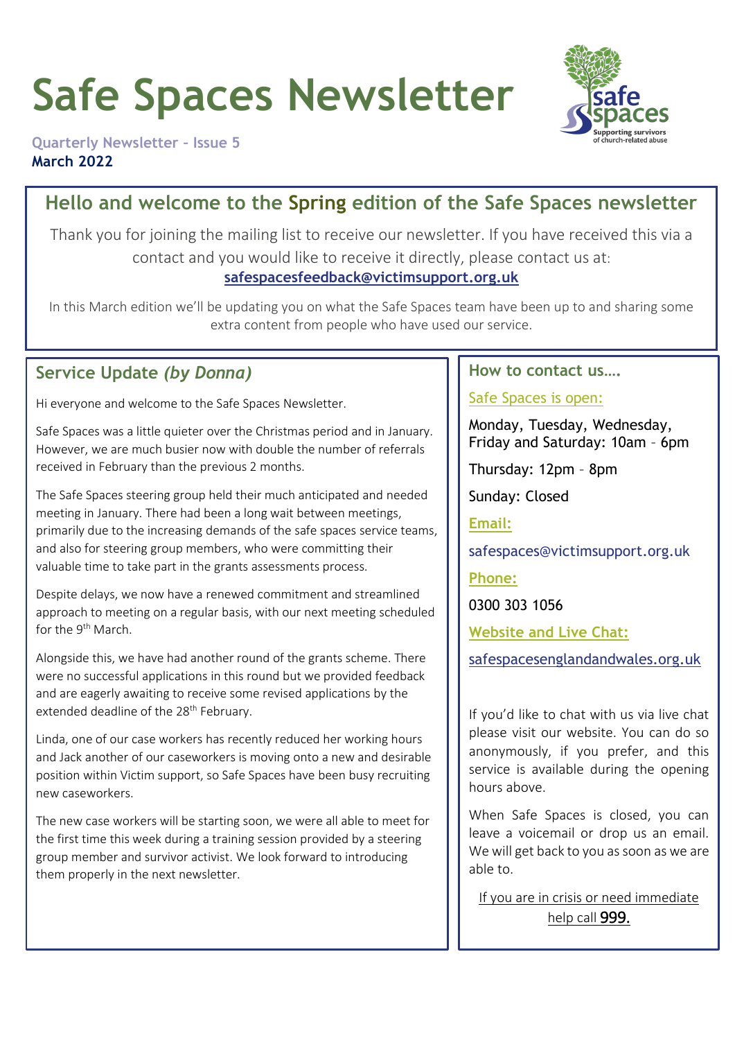# Safe Spaces Newsletter

Quarterly Newsletter – Issue 5
**March 2022**

## Hello and welcome to the Spring edition of the Safe Spaces newsletter

Thank you for joining the mailing list to receive our newsletter. If you have received this via a contact and you would like to receive it directly, please contact us at:
**safespacesfeedback@victimsupport.org.uk**

In this March edition we'll be updating you on what the Safe Spaces team have been up to and sharing some extra content from people who have used our service.

## Service Update *(by Donna)*

Hi everyone and welcome to the Safe Spaces Newsletter.

Safe Spaces was a little quieter over the Christmas period and in January. However, we are much busier now with double the number of referrals received in February than the previous 2 months.

The Safe Spaces steering group held their much anticipated and needed meeting in January. There had been a long wait between meetings, primarily due to the increasing demands of the safe spaces service teams, and also for steering group members, who were committing their valuable time to take part in the grants assessments process.

Despite delays, we now have a renewed commitment and streamlined approach to meeting on a regular basis, with our next meeting scheduled for the 9th March.

Alongside this, we have had another round of the grants scheme. There were no successful applications in this round but we provided feedback and are eagerly awaiting to receive some revised applications by the extended deadline of the 28th February.

Linda, one of our case workers has recently reduced her working hours and Jack another of our caseworkers is moving onto a new and desirable position within Victim support, so Safe Spaces have been busy recruiting new caseworkers.

The new case workers will be starting soon, we were all able to meet for the first time this week during a training session provided by a steering group member and survivor activist. We look forward to introducing them properly in the next newsletter.

## How to contact us….

Safe Spaces is open:

Monday, Tuesday, Wednesday, Friday and Saturday: 10am – 6pm

Thursday: 12pm – 8pm

Sunday: Closed

**Email:**

safespaces@victimsupport.org.uk

**Phone:**

0300 303 1056

**Website and Live Chat:**

safespacesenglandandwales.org.uk

If you'd like to chat with us via live chat please visit our website. You can do so anonymously, if you prefer, and this service is available during the opening hours above.

When Safe Spaces is closed, you can leave a voicemail or drop us an email. We will get back to you as soon as we are able to.

If you are in crisis or need immediate help call 999.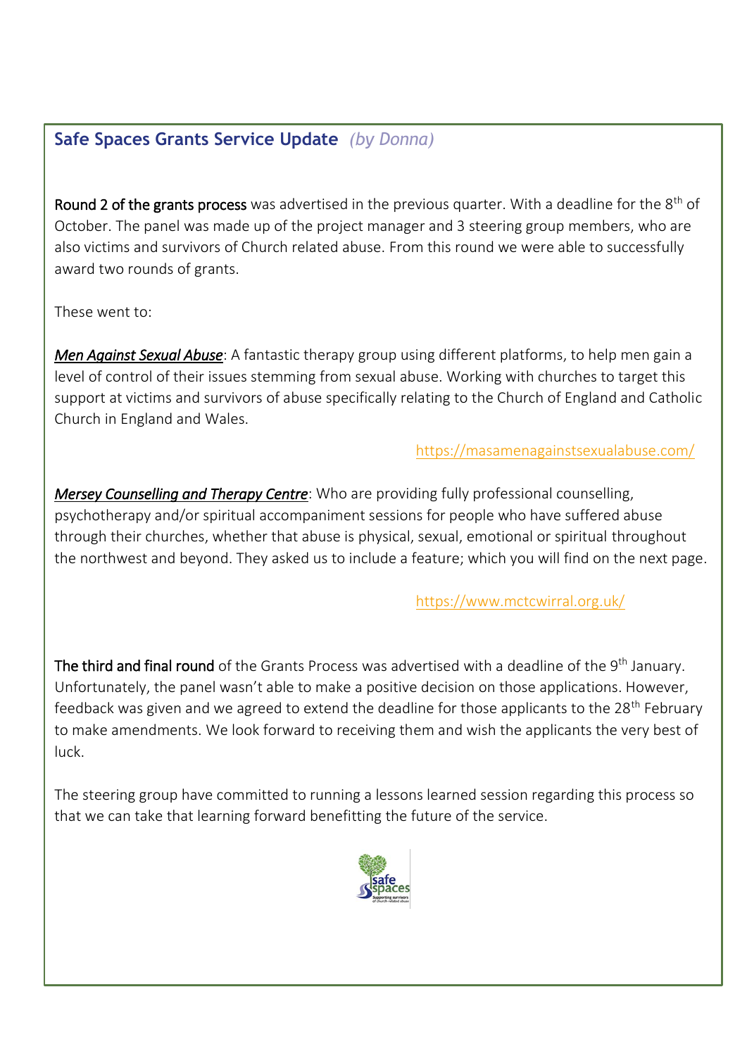## Safe Spaces Grants Service Update *(by Donna)*

**Round 2 of the grants process** was advertised in the previous quarter. With a deadline for the 8th of October. The panel was made up of the project manager and 3 steering group members, who are also victims and survivors of Church related abuse. From this round we were able to successfully award two rounds of grants.

These went to:

***Men Against Sexual Abuse***: A fantastic therapy group using different platforms, to help men gain a level of control of their issues stemming from sexual abuse. Working with churches to target this support at victims and survivors of abuse specifically relating to the Church of England and Catholic Church in England and Wales.

https://masamenagainstsexualabuse.com/

***Mersey Counselling and Therapy Centre***: Who are providing fully professional counselling, psychotherapy and/or spiritual accompaniment sessions for people who have suffered abuse through their churches, whether that abuse is physical, sexual, emotional or spiritual throughout the northwest and beyond. They asked us to include a feature; which you will find on the next page.

https://www.mctcwirral.org.uk/

**The third and final round** of the Grants Process was advertised with a deadline of the 9th January. Unfortunately, the panel wasn't able to make a positive decision on those applications. However, feedback was given and we agreed to extend the deadline for those applicants to the 28th February to make amendments. We look forward to receiving them and wish the applicants the very best of luck.

The steering group have committed to running a lessons learned session regarding this process so that we can take that learning forward benefitting the future of the service.

safe spaces
Supporting survivors of church-related abuse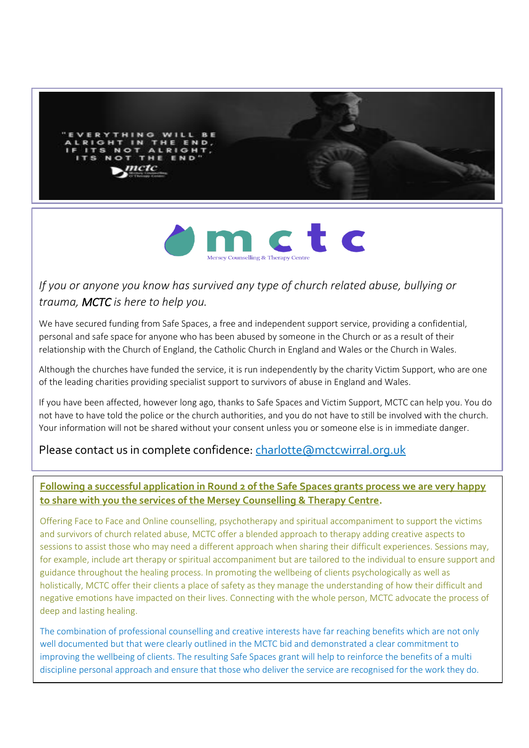"EVERYTHING WILL BE ALRIGHT IN THE END, IF ITS NOT ALRIGHT, ITS NOT THE END"

mctc

Mersey Counselling & Therapy Centre

*If you or anyone you know has survived any type of church related abuse, bullying or trauma, MCTC is here to help you.*

We have secured funding from Safe Spaces, a free and independent support service, providing a confidential, personal and safe space for anyone who has been abused by someone in the Church or as a result of their relationship with the Church of England, the Catholic Church in England and Wales or the Church in Wales.

Although the churches have funded the service, it is run independently by the charity Victim Support, who are one of the leading charities providing specialist support to survivors of abuse in England and Wales.

If you have been affected, however long ago, thanks to Safe Spaces and Victim Support, MCTC can help you. You do not have to have told the police or the church authorities, and you do not have to still be involved with the church. Your information will not be shared without your consent unless you or someone else is in immediate danger.

Please contact us in complete confidence: charlotte@mctcwirral.org.uk

**Following a successful application in Round 2 of the Safe Spaces grants process we are very happy to share with you the services of the Mersey Counselling & Therapy Centre.**

Offering Face to Face and Online counselling, psychotherapy and spiritual accompaniment to support the victims and survivors of church related abuse, MCTC offer a blended approach to therapy adding creative aspects to sessions to assist those who may need a different approach when sharing their difficult experiences. Sessions may, for example, include art therapy or spiritual accompaniment but are tailored to the individual to ensure support and guidance throughout the healing process. In promoting the wellbeing of clients psychologically as well as holistically, MCTC offer their clients a place of safety as they manage the understanding of how their difficult and negative emotions have impacted on their lives. Connecting with the whole person, MCTC advocate the process of deep and lasting healing.

The combination of professional counselling and creative interests have far reaching benefits which are not only well documented but that were clearly outlined in the MCTC bid and demonstrated a clear commitment to improving the wellbeing of clients. The resulting Safe Spaces grant will help to reinforce the benefits of a multi discipline personal approach and ensure that those who deliver the service are recognised for the work they do.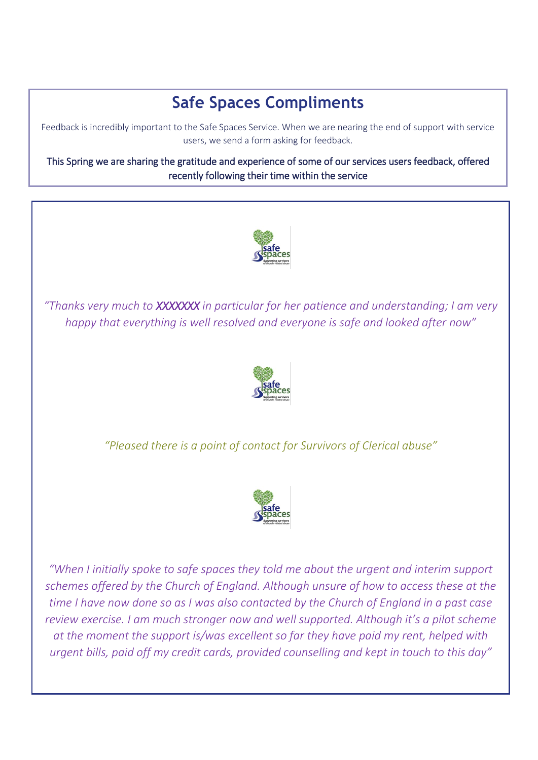## Safe Spaces Compliments

Feedback is incredibly important to the Safe Spaces Service. When we are nearing the end of support with service users, we send a form asking for feedback.

This Spring we are sharing the gratitude and experience of some of our services users feedback, offered recently following their time within the service

*"Thanks very much to XXXXXXX in particular for her patience and understanding; I am very happy that everything is well resolved and everyone is safe and looked after now"*

*"Pleased there is a point of contact for Survivors of Clerical abuse"*

*"When I initially spoke to safe spaces they told me about the urgent and interim support schemes offered by the Church of England. Although unsure of how to access these at the time I have now done so as I was also contacted by the Church of England in a past case review exercise. I am much stronger now and well supported. Although it's a pilot scheme at the moment the support is/was excellent so far they have paid my rent, helped with urgent bills, paid off my credit cards, provided counselling and kept in touch to this day"*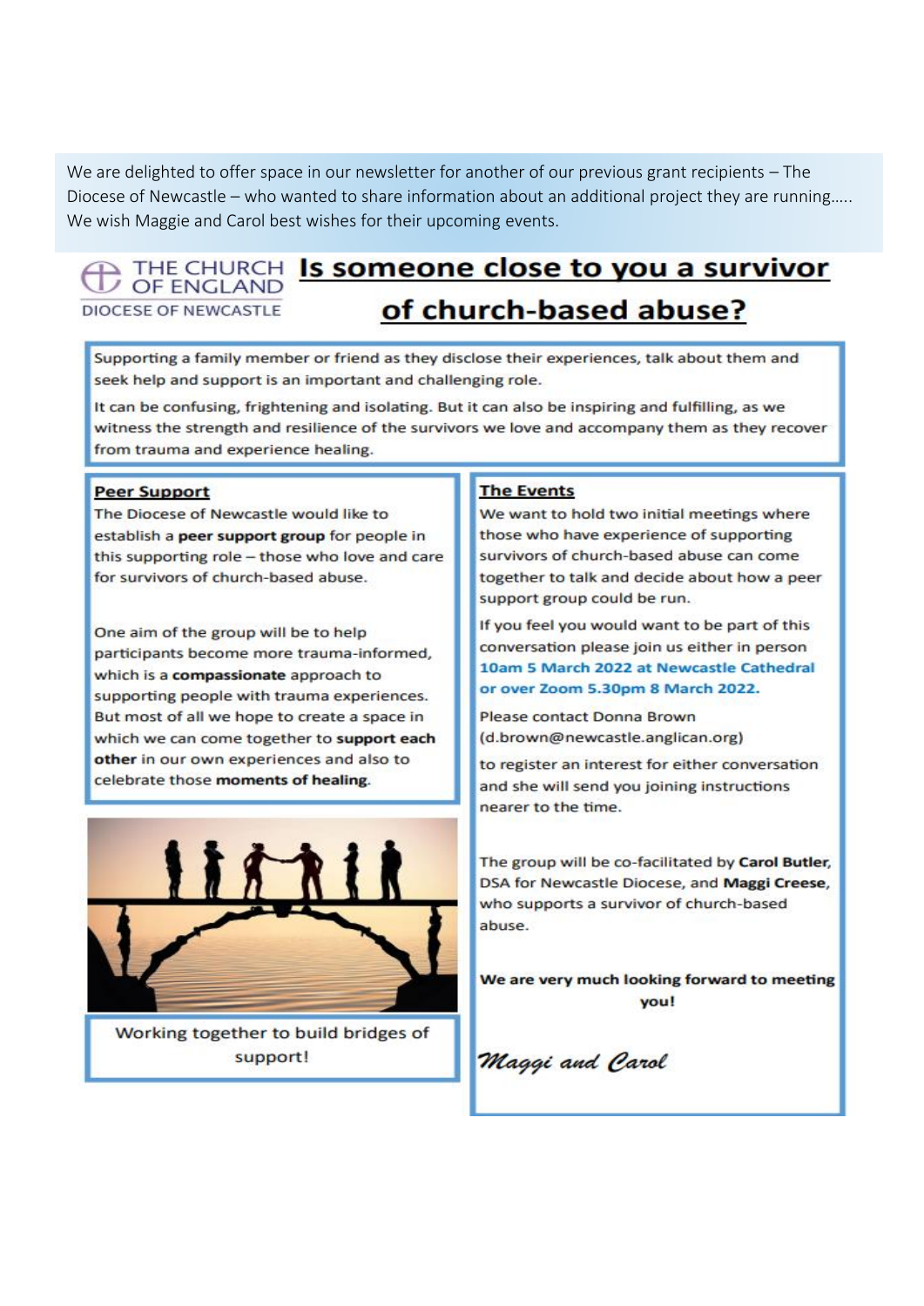We are delighted to offer space in our newsletter for another of our previous grant recipients – The Diocese of Newcastle – who wanted to share information about an additional project they are running….. We wish Maggie and Carol best wishes for their upcoming events.

THE CHURCH OF ENGLAND
DIOCESE OF NEWCASTLE

# Is someone close to you a survivor of church-based abuse?

Supporting a family member or friend as they disclose their experiences, talk about them and seek help and support is an important and challenging role.

It can be confusing, frightening and isolating. But it can also be inspiring and fulfilling, as we witness the strength and resilience of the survivors we love and accompany them as they recover from trauma and experience healing.

## Peer Support

The Diocese of Newcastle would like to establish a **peer support group** for people in this supporting role – those who love and care for survivors of church-based abuse.

One aim of the group will be to help participants become more trauma-informed, which is a **compassionate** approach to supporting people with trauma experiences. But most of all we hope to create a space in which we can come together to **support each other** in our own experiences and also to celebrate those **moments of healing**.

Working together to build bridges of support!

## The Events

We want to hold two initial meetings where those who have experience of supporting survivors of church-based abuse can come together to talk and decide about how a peer support group could be run.

If you feel you would want to be part of this conversation please join us either in person **10am 5 March 2022 at Newcastle Cathedral or over Zoom 5.30pm 8 March 2022.**

Please contact Donna Brown (d.brown@newcastle.anglican.org) to register an interest for either conversation and she will send you joining instructions nearer to the time.

The group will be co-facilitated by **Carol Butler**, DSA for Newcastle Diocese, and **Maggi Creese**, who supports a survivor of church-based abuse.

**We are very much looking forward to meeting you!**

*Maggi and Carol*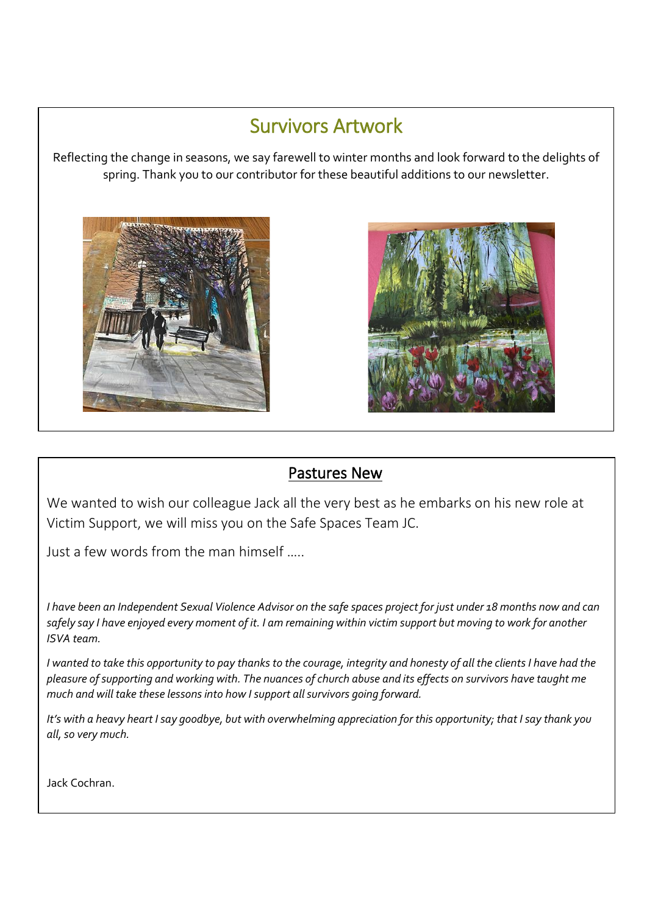## Survivors Artwork

Reflecting the change in seasons, we say farewell to winter months and look forward to the delights of spring. Thank you to our contributor for these beautiful additions to our newsletter.

## Pastures New

We wanted to wish our colleague Jack all the very best as he embarks on his new role at Victim Support, we will miss you on the Safe Spaces Team JC.

Just a few words from the man himself .....

*I have been an Independent Sexual Violence Advisor on the safe spaces project for just under 18 months now and can safely say I have enjoyed every moment of it. I am remaining within victim support but moving to work for another ISVA team.*

*I wanted to take this opportunity to pay thanks to the courage, integrity and honesty of all the clients I have had the pleasure of supporting and working with. The nuances of church abuse and its effects on survivors have taught me much and will take these lessons into how I support all survivors going forward.*

*It's with a heavy heart I say goodbye, but with overwhelming appreciation for this opportunity; that I say thank you all, so very much.*

Jack Cochran.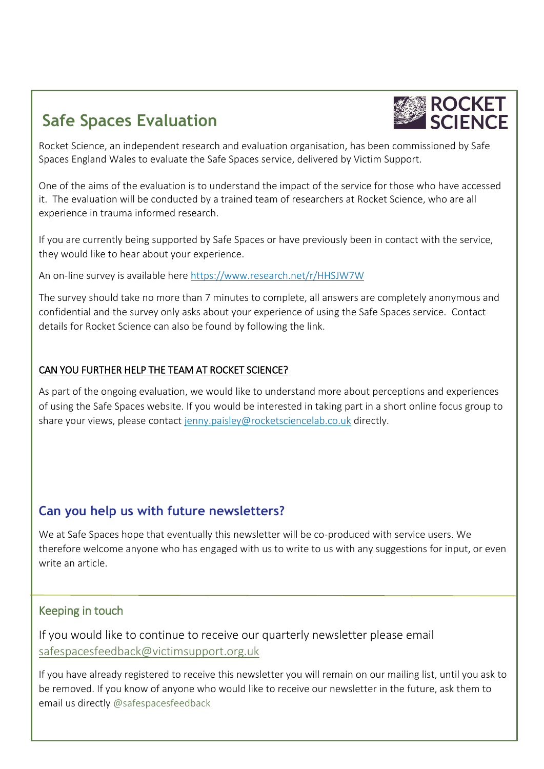## Safe Spaces Evaluation

Rocket Science, an independent research and evaluation organisation, has been commissioned by Safe Spaces England Wales to evaluate the Safe Spaces service, delivered by Victim Support.

One of the aims of the evaluation is to understand the impact of the service for those who have accessed it. The evaluation will be conducted by a trained team of researchers at Rocket Science, who are all experience in trauma informed research.

If you are currently being supported by Safe Spaces or have previously been in contact with the service, they would like to hear about your experience.

An on-line survey is available here https://www.research.net/r/HHSJW7W

The survey should take no more than 7 minutes to complete, all answers are completely anonymous and confidential and the survey only asks about your experience of using the Safe Spaces service. Contact details for Rocket Science can also be found by following the link.

CAN YOU FURTHER HELP THE TEAM AT ROCKET SCIENCE?

As part of the ongoing evaluation, we would like to understand more about perceptions and experiences of using the Safe Spaces website. If you would be interested in taking part in a short online focus group to share your views, please contact jenny.paisley@rocketsciencelab.co.uk directly.

## Can you help us with future newsletters?

We at Safe Spaces hope that eventually this newsletter will be co-produced with service users. We therefore welcome anyone who has engaged with us to write to us with any suggestions for input, or even write an article.

### Keeping in touch

If you would like to continue to receive our quarterly newsletter please email safespacesfeedback@victimsupport.org.uk

If you have already registered to receive this newsletter you will remain on our mailing list, until you ask to be removed. If you know of anyone who would like to receive our newsletter in the future, ask them to email us directly @safespacesfeedback